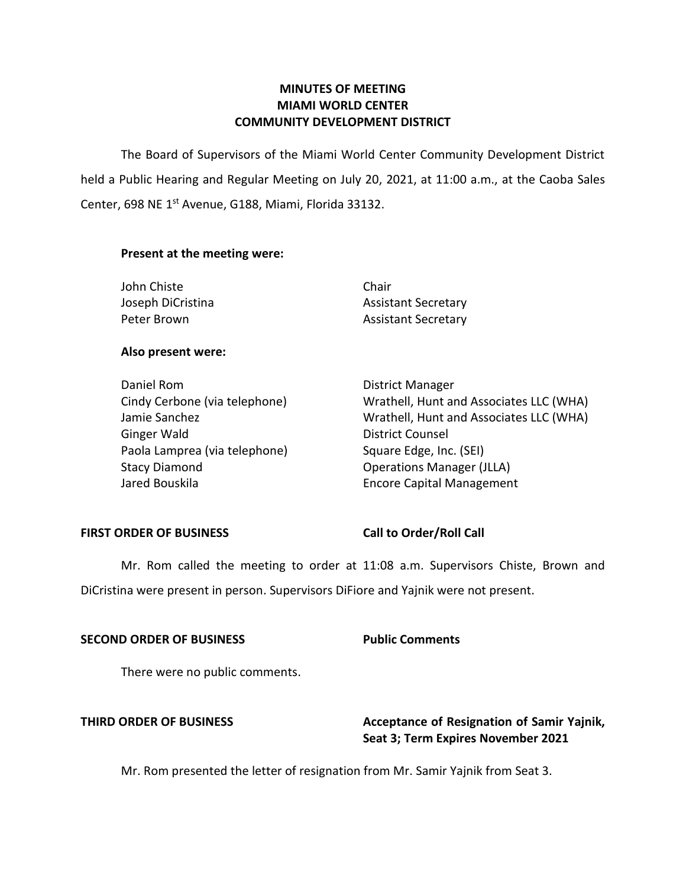# MINUTES OF MEETING
# MIAMI WORLD CENTER
# COMMUNITY DEVELOPMENT DISTRICT

The Board of Supervisors of the Miami World Center Community Development District held a Public Hearing and Regular Meeting on July 20, 2021, at 11:00 a.m., at the Caoba Sales Center, 698 NE 1st Avenue, G188, Miami, Florida 33132.

**Present at the meeting were:**

| | |
|---|---|
| John Chiste | Chair |
| Joseph DiCristina | Assistant Secretary |
| Peter Brown | Assistant Secretary |

**Also present were:**

| | |
|---|---|
| Daniel Rom | District Manager |
| Cindy Cerbone (via telephone) | Wrathell, Hunt and Associates LLC (WHA) |
| Jamie Sanchez | Wrathell, Hunt and Associates LLC (WHA) |
| Ginger Wald | District Counsel |
| Paola Lamprea (via telephone) | Square Edge, Inc. (SEI) |
| Stacy Diamond | Operations Manager (JLLA) |
| Jared Bouskila | Encore Capital Management |

**FIRST ORDER OF BUSINESS** — **Call to Order/Roll Call**

Mr. Rom called the meeting to order at 11:08 a.m. Supervisors Chiste, Brown and DiCristina were present in person. Supervisors DiFiore and Yajnik were not present.

**SECOND ORDER OF BUSINESS** — **Public Comments**

There were no public comments.

**THIRD ORDER OF BUSINESS** — **Acceptance of Resignation of Samir Yajnik, Seat 3; Term Expires November 2021**

Mr. Rom presented the letter of resignation from Mr. Samir Yajnik from Seat 3.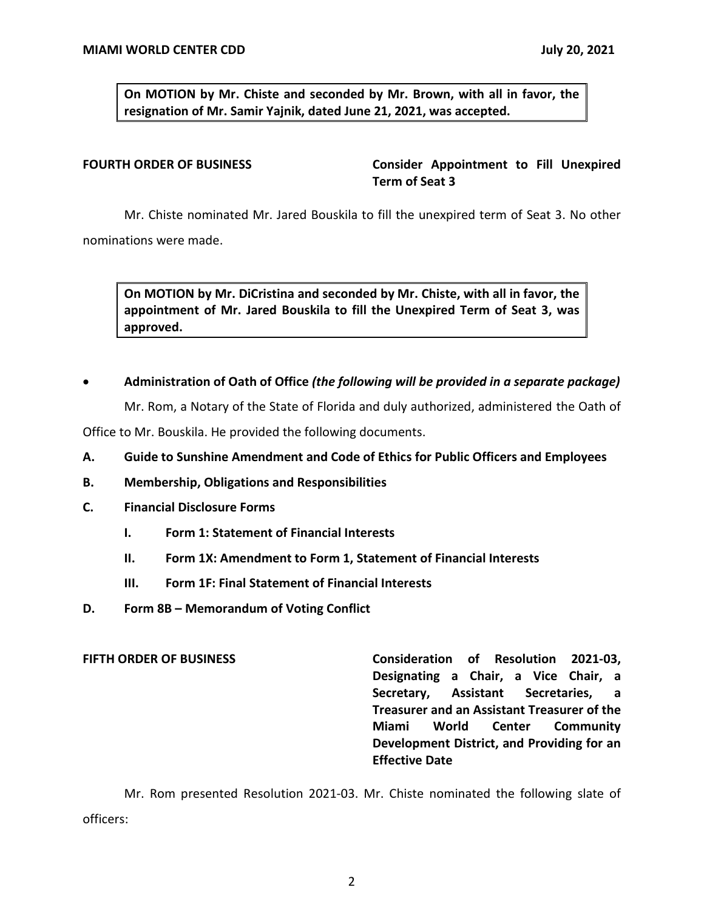**On MOTION by Mr. Chiste and seconded by Mr. Brown, with all in favor, the resignation of Mr. Samir Yajnik, dated June 21, 2021, was accepted.**

**FOURTH ORDER OF BUSINESS** **Consider Appointment to Fill Unexpired Term of Seat 3**

Mr. Chiste nominated Mr. Jared Bouskila to fill the unexpired term of Seat 3. No other nominations were made.

**On MOTION by Mr. DiCristina and seconded by Mr. Chiste, with all in favor, the appointment of Mr. Jared Bouskila to fill the Unexpired Term of Seat 3, was approved.**

- **Administration of Oath of Office** ***(the following will be provided in a separate package)***

Mr. Rom, a Notary of the State of Florida and duly authorized, administered the Oath of Office to Mr. Bouskila. He provided the following documents.

**A. Guide to Sunshine Amendment and Code of Ethics for Public Officers and Employees**

**B. Membership, Obligations and Responsibilities**

**C. Financial Disclosure Forms**

**I. Form 1: Statement of Financial Interests**

**II. Form 1X: Amendment to Form 1, Statement of Financial Interests**

**III. Form 1F: Final Statement of Financial Interests**

**D. Form 8B – Memorandum of Voting Conflict**

**FIFTH ORDER OF BUSINESS** **Consideration of Resolution 2021-03, Designating a Chair, a Vice Chair, a Secretary, Assistant Secretaries, a Treasurer and an Assistant Treasurer of the Miami World Center Community Development District, and Providing for an Effective Date**

Mr. Rom presented Resolution 2021-03. Mr. Chiste nominated the following slate of officers: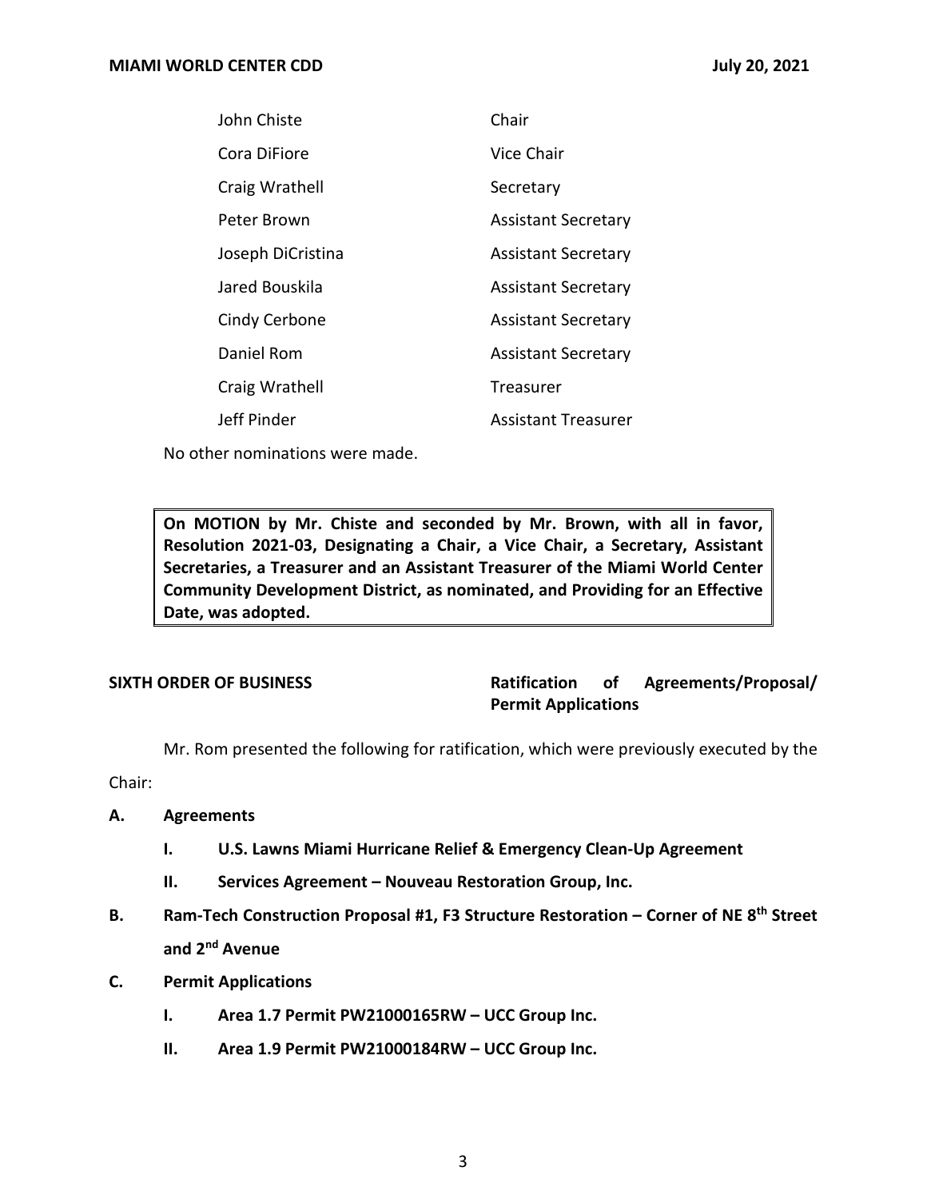| | |
|---|---|
| John Chiste | Chair |
| Cora DiFiore | Vice Chair |
| Craig Wrathell | Secretary |
| Peter Brown | Assistant Secretary |
| Joseph DiCristina | Assistant Secretary |
| Jared Bouskila | Assistant Secretary |
| Cindy Cerbone | Assistant Secretary |
| Daniel Rom | Assistant Secretary |
| Craig Wrathell | Treasurer |
| Jeff Pinder | Assistant Treasurer |

No other nominations were made.

> **On MOTION by Mr. Chiste and seconded by Mr. Brown, with all in favor, Resolution 2021-03, Designating a Chair, a Vice Chair, a Secretary, Assistant Secretaries, a Treasurer and an Assistant Treasurer of the Miami World Center Community Development District, as nominated, and Providing for an Effective Date, was adopted.**

**SIXTH ORDER OF BUSINESS** **Ratification of Agreements/Proposal/ Permit Applications**

Mr. Rom presented the following for ratification, which were previously executed by the Chair:

**A. Agreements**

**I. U.S. Lawns Miami Hurricane Relief & Emergency Clean-Up Agreement**

**II. Services Agreement – Nouveau Restoration Group, Inc.**

**B. Ram-Tech Construction Proposal #1, F3 Structure Restoration – Corner of NE 8th Street and 2nd Avenue**

**C. Permit Applications**

**I. Area 1.7 Permit PW21000165RW – UCC Group Inc.**

**II. Area 1.9 Permit PW21000184RW – UCC Group Inc.**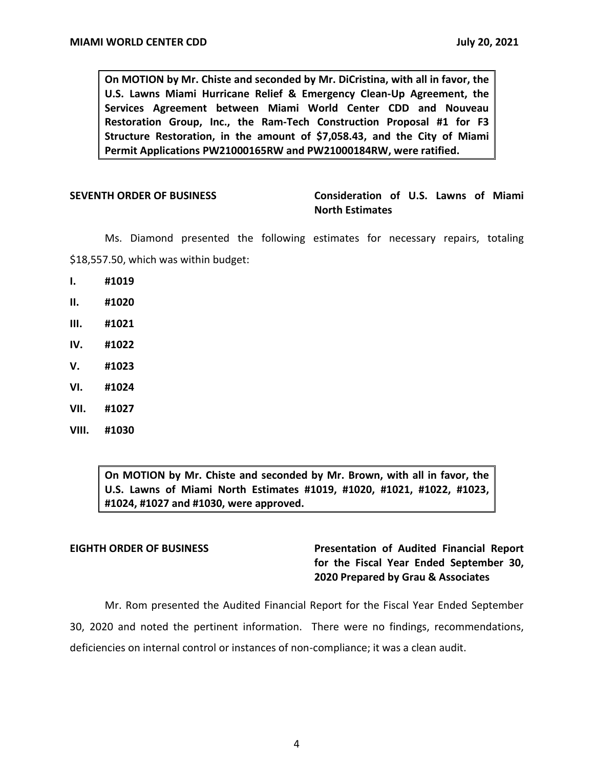**On MOTION by Mr. Chiste and seconded by Mr. DiCristina, with all in favor, the U.S. Lawns Miami Hurricane Relief & Emergency Clean-Up Agreement, the Services Agreement between Miami World Center CDD and Nouveau Restoration Group, Inc., the Ram-Tech Construction Proposal #1 for F3 Structure Restoration, in the amount of $7,058.43, and the City of Miami Permit Applications PW21000165RW and PW21000184RW, were ratified.**

**SEVENTH ORDER OF BUSINESS** **Consideration of U.S. Lawns of Miami North Estimates**

Ms. Diamond presented the following estimates for necessary repairs, totaling $18,557.50, which was within budget:

- **I. #1019**
- **II. #1020**
- **III. #1021**
- **IV. #1022**
- **V. #1023**
- **VI. #1024**
- **VII. #1027**
- **VIII. #1030**

**On MOTION by Mr. Chiste and seconded by Mr. Brown, with all in favor, the U.S. Lawns of Miami North Estimates #1019, #1020, #1021, #1022, #1023, #1024, #1027 and #1030, were approved.**

**EIGHTH ORDER OF BUSINESS** **Presentation of Audited Financial Report for the Fiscal Year Ended September 30, 2020 Prepared by Grau & Associates**

Mr. Rom presented the Audited Financial Report for the Fiscal Year Ended September 30, 2020 and noted the pertinent information. There were no findings, recommendations, deficiencies on internal control or instances of non-compliance; it was a clean audit.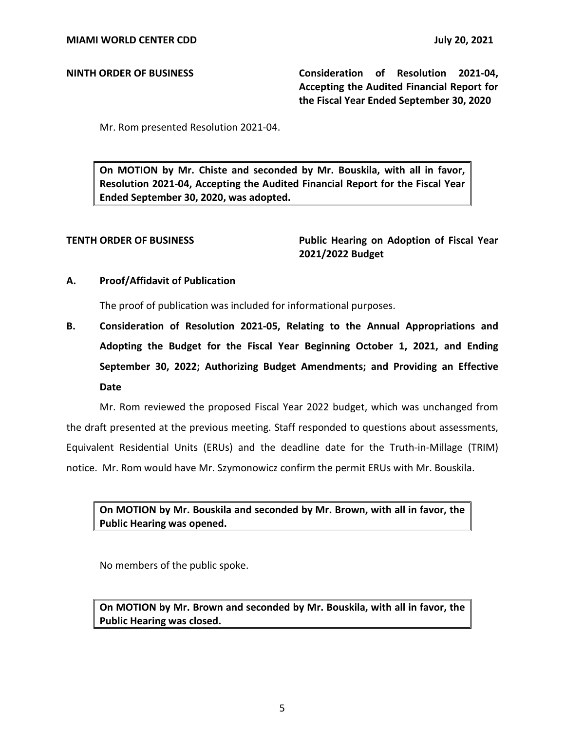**NINTH ORDER OF BUSINESS** **Consideration of Resolution 2021-04, Accepting the Audited Financial Report for the Fiscal Year Ended September 30, 2020**

Mr. Rom presented Resolution 2021-04.

> **On MOTION by Mr. Chiste and seconded by Mr. Bouskila, with all in favor, Resolution 2021-04, Accepting the Audited Financial Report for the Fiscal Year Ended September 30, 2020, was adopted.**

**TENTH ORDER OF BUSINESS** **Public Hearing on Adoption of Fiscal Year 2021/2022 Budget**

**A. Proof/Affidavit of Publication**

The proof of publication was included for informational purposes.

**B. Consideration of Resolution 2021-05, Relating to the Annual Appropriations and Adopting the Budget for the Fiscal Year Beginning October 1, 2021, and Ending September 30, 2022; Authorizing Budget Amendments; and Providing an Effective Date**

Mr. Rom reviewed the proposed Fiscal Year 2022 budget, which was unchanged from the draft presented at the previous meeting. Staff responded to questions about assessments, Equivalent Residential Units (ERUs) and the deadline date for the Truth-in-Millage (TRIM) notice. Mr. Rom would have Mr. Szymonowicz confirm the permit ERUs with Mr. Bouskila.

> **On MOTION by Mr. Bouskila and seconded by Mr. Brown, with all in favor, the Public Hearing was opened.**

No members of the public spoke.

> **On MOTION by Mr. Brown and seconded by Mr. Bouskila, with all in favor, the Public Hearing was closed.**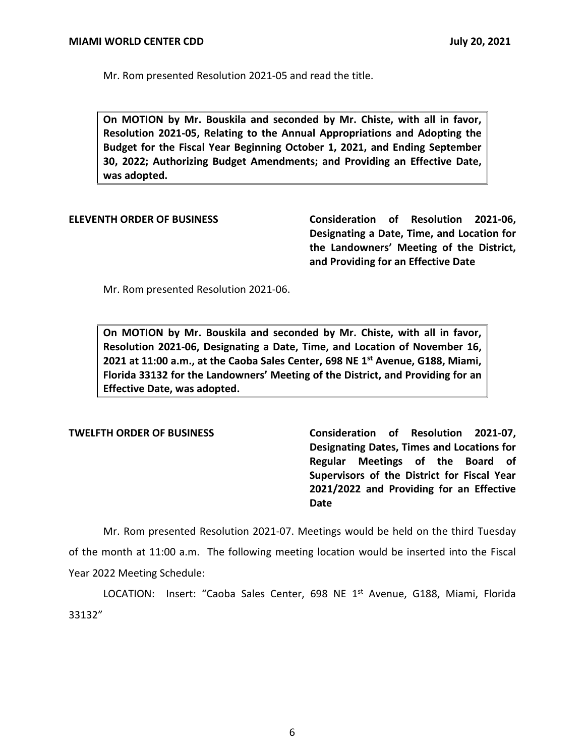Mr. Rom presented Resolution 2021-05 and read the title.

> **On MOTION by Mr. Bouskila and seconded by Mr. Chiste, with all in favor, Resolution 2021-05, Relating to the Annual Appropriations and Adopting the Budget for the Fiscal Year Beginning October 1, 2021, and Ending September 30, 2022; Authorizing Budget Amendments; and Providing an Effective Date, was adopted.**

**ELEVENTH ORDER OF BUSINESS** **Consideration of Resolution 2021-06, Designating a Date, Time, and Location for the Landowners' Meeting of the District, and Providing for an Effective Date**

Mr. Rom presented Resolution 2021-06.

> **On MOTION by Mr. Bouskila and seconded by Mr. Chiste, with all in favor, Resolution 2021-06, Designating a Date, Time, and Location of November 16, 2021 at 11:00 a.m., at the Caoba Sales Center, 698 NE 1st Avenue, G188, Miami, Florida 33132 for the Landowners' Meeting of the District, and Providing for an Effective Date, was adopted.**

**TWELFTH ORDER OF BUSINESS** **Consideration of Resolution 2021-07, Designating Dates, Times and Locations for Regular Meetings of the Board of Supervisors of the District for Fiscal Year 2021/2022 and Providing for an Effective Date**

Mr. Rom presented Resolution 2021-07. Meetings would be held on the third Tuesday of the month at 11:00 a.m. The following meeting location would be inserted into the Fiscal Year 2022 Meeting Schedule:

LOCATION: Insert: "Caoba Sales Center, 698 NE 1st Avenue, G188, Miami, Florida 33132"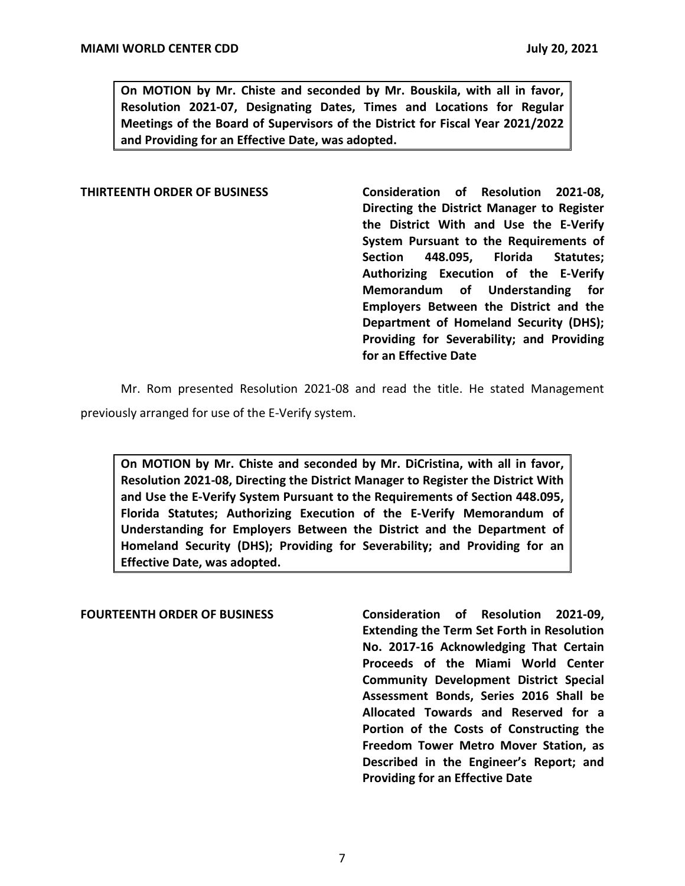**On MOTION by Mr. Chiste and seconded by Mr. Bouskila, with all in favor, Resolution 2021-07, Designating Dates, Times and Locations for Regular Meetings of the Board of Supervisors of the District for Fiscal Year 2021/2022 and Providing for an Effective Date, was adopted.**

**THIRTEENTH ORDER OF BUSINESS** **Consideration of Resolution 2021-08, Directing the District Manager to Register the District With and Use the E-Verify System Pursuant to the Requirements of Section 448.095, Florida Statutes; Authorizing Execution of the E-Verify Memorandum of Understanding for Employers Between the District and the Department of Homeland Security (DHS); Providing for Severability; and Providing for an Effective Date**

Mr. Rom presented Resolution 2021-08 and read the title. He stated Management previously arranged for use of the E-Verify system.

**On MOTION by Mr. Chiste and seconded by Mr. DiCristina, with all in favor, Resolution 2021-08, Directing the District Manager to Register the District With and Use the E-Verify System Pursuant to the Requirements of Section 448.095, Florida Statutes; Authorizing Execution of the E-Verify Memorandum of Understanding for Employers Between the District and the Department of Homeland Security (DHS); Providing for Severability; and Providing for an Effective Date, was adopted.**

**FOURTEENTH ORDER OF BUSINESS** **Consideration of Resolution 2021-09, Extending the Term Set Forth in Resolution No. 2017-16 Acknowledging That Certain Proceeds of the Miami World Center Community Development District Special Assessment Bonds, Series 2016 Shall be Allocated Towards and Reserved for a Portion of the Costs of Constructing the Freedom Tower Metro Mover Station, as Described in the Engineer's Report; and Providing for an Effective Date**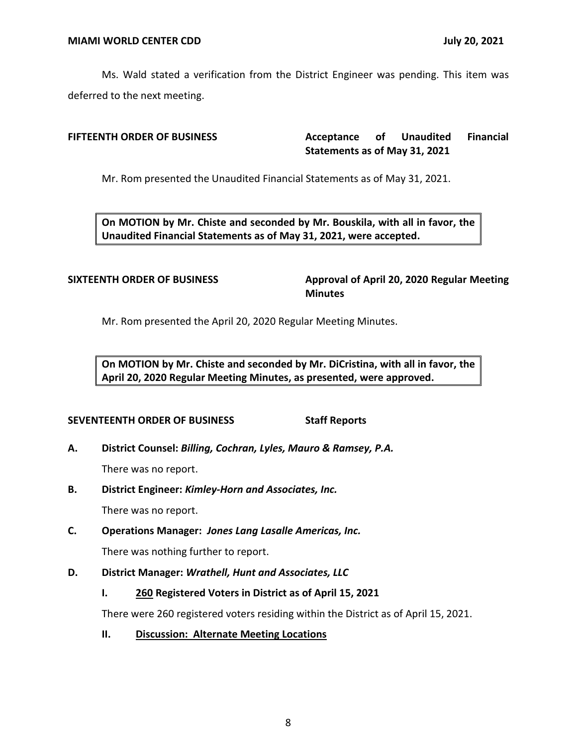Ms. Wald stated a verification from the District Engineer was pending. This item was deferred to the next meeting.

**FIFTEENTH ORDER OF BUSINESS** **Acceptance of Unaudited Financial Statements as of May 31, 2021**

Mr. Rom presented the Unaudited Financial Statements as of May 31, 2021.

> **On MOTION by Mr. Chiste and seconded by Mr. Bouskila, with all in favor, the Unaudited Financial Statements as of May 31, 2021, were accepted.**

**SIXTEENTH ORDER OF BUSINESS** **Approval of April 20, 2020 Regular Meeting Minutes**

Mr. Rom presented the April 20, 2020 Regular Meeting Minutes.

> **On MOTION by Mr. Chiste and seconded by Mr. DiCristina, with all in favor, the April 20, 2020 Regular Meeting Minutes, as presented, were approved.**

**SEVENTEENTH ORDER OF BUSINESS** **Staff Reports**

**A. District Counsel:** ***Billing, Cochran, Lyles, Mauro & Ramsey, P.A.***

There was no report.

**B. District Engineer:** ***Kimley-Horn and Associates, Inc.***

There was no report.

**C. Operations Manager:** ***Jones Lang Lasalle Americas, Inc.***

There was nothing further to report.

**D. District Manager:** ***Wrathell, Hunt and Associates, LLC***

**I. <u>260</u> Registered Voters in District as of April 15, 2021**

There were 260 registered voters residing within the District as of April 15, 2021.

**II. <u>Discussion: Alternate Meeting Locations</u>**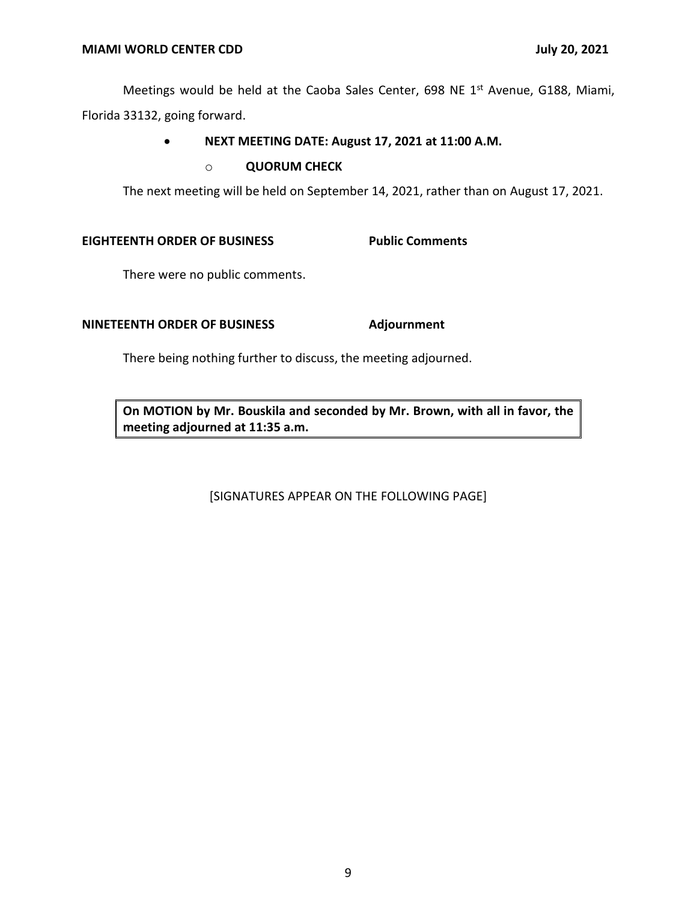Meetings would be held at the Caoba Sales Center, 698 NE 1st Avenue, G188, Miami, Florida 33132, going forward.

- **NEXT MEETING DATE: August 17, 2021 at 11:00 A.M.**
  - **QUORUM CHECK**

The next meeting will be held on September 14, 2021, rather than on August 17, 2021.

**EIGHTEENTH ORDER OF BUSINESS** **Public Comments**

There were no public comments.

**NINETEENTH ORDER OF BUSINESS** **Adjournment**

There being nothing further to discuss, the meeting adjourned.

**On MOTION by Mr. Bouskila and seconded by Mr. Brown, with all in favor, the meeting adjourned at 11:35 a.m.**

[SIGNATURES APPEAR ON THE FOLLOWING PAGE]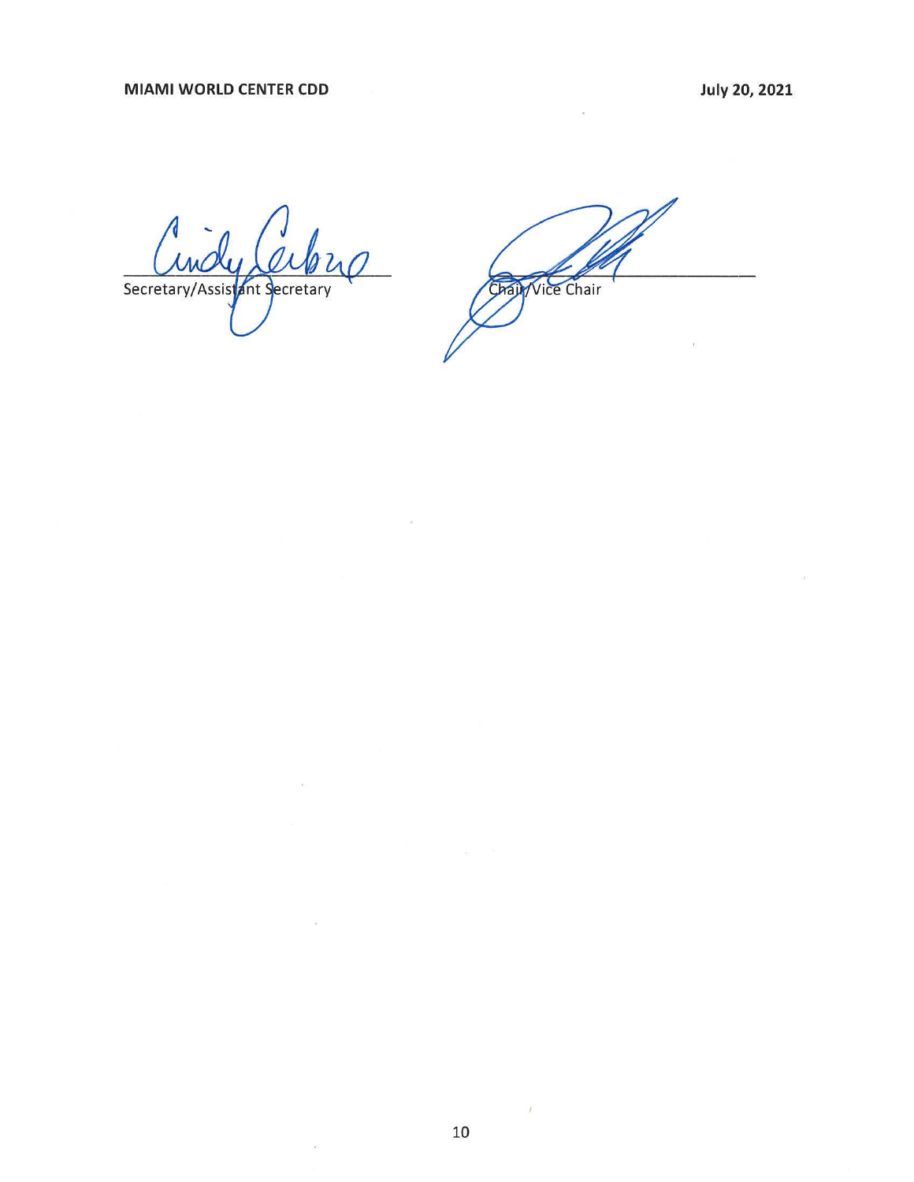\_\_\_\_\_\_\_\_\_\_\_\_\_\_\_\_\_\_\_\_\_\_\_\_\_\_\_\_\_\_\_\_\_\_\_\_\_\_\_\_
Secretary/Assistant Secretary

\_\_\_\_\_\_\_\_\_\_\_\_\_\_\_\_\_\_\_\_\_\_\_\_\_\_\_\_\_\_\_\_\_\_\_\_\_\_\_\_
Chair/Vice Chair